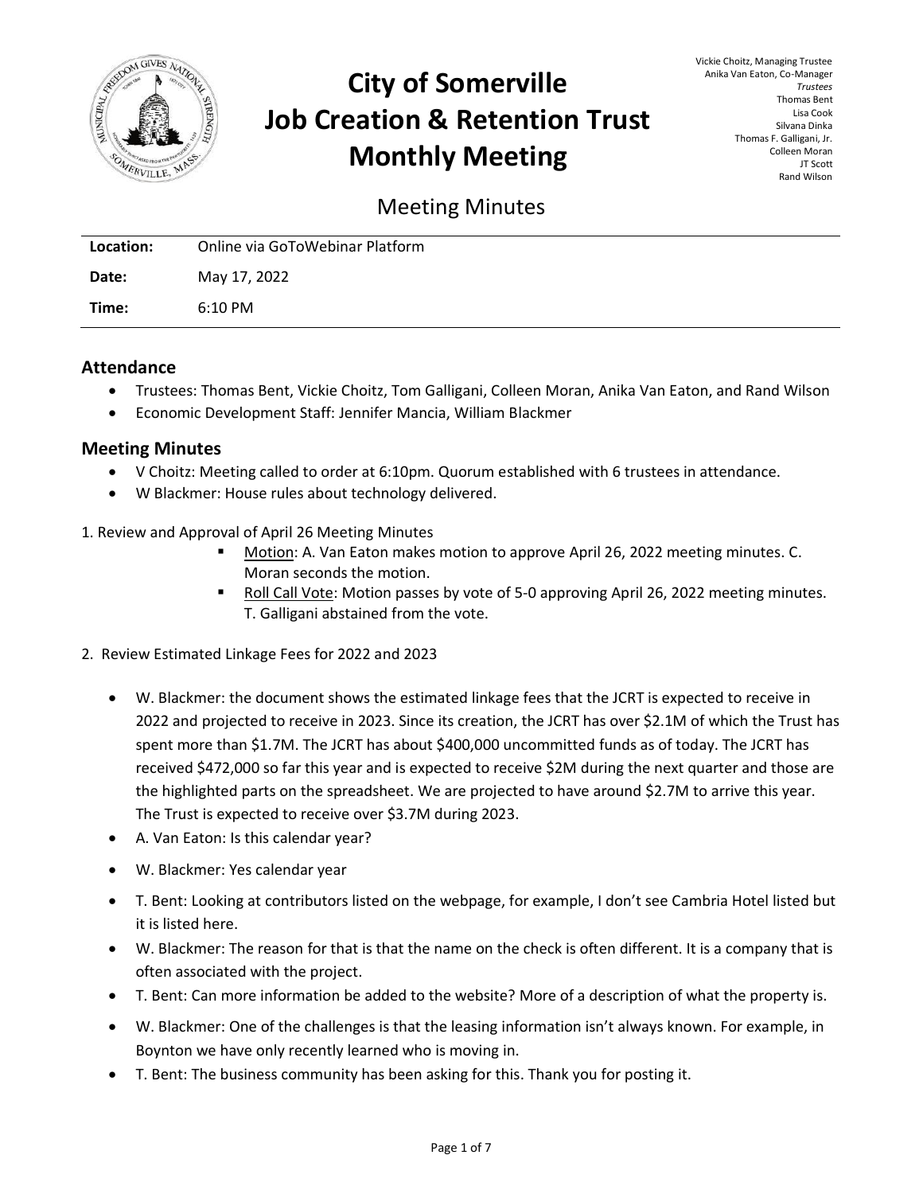# City of Somerville Job Creation & Retention Trust Monthly Meeting

Vickie Choitz, Managing Trustee
Anika Van Eaton, Co-Manager
*Trustees*
Thomas Bent
Lisa Cook
Silvana Dinka
Thomas F. Galligani, Jr.
Colleen Moran
JT Scott
Rand Wilson

## Meeting Minutes

| **Location:** | Online via GoToWebinar Platform |
|---|---|
| **Date:** | May 17, 2022 |
| **Time:** | 6:10 PM |

### Attendance

- Trustees: Thomas Bent, Vickie Choitz, Tom Galligani, Colleen Moran, Anika Van Eaton, and Rand Wilson
- Economic Development Staff: Jennifer Mancia, William Blackmer

### Meeting Minutes

- V Choitz: Meeting called to order at 6:10pm. Quorum established with 6 trustees in attendance.
- W Blackmer: House rules about technology delivered.

1. Review and Approval of April 26 Meeting Minutes
    - Motion: A. Van Eaton makes motion to approve April 26, 2022 meeting minutes. C. Moran seconds the motion.
    - Roll Call Vote: Motion passes by vote of 5-0 approving April 26, 2022 meeting minutes. T. Galligani abstained from the vote.

2. Review Estimated Linkage Fees for 2022 and 2023

- W. Blackmer: the document shows the estimated linkage fees that the JCRT is expected to receive in 2022 and projected to receive in 2023. Since its creation, the JCRT has over $2.1M of which the Trust has spent more than $1.7M. The JCRT has about $400,000 uncommitted funds as of today. The JCRT has received $472,000 so far this year and is expected to receive $2M during the next quarter and those are the highlighted parts on the spreadsheet. We are projected to have around $2.7M to arrive this year. The Trust is expected to receive over $3.7M during 2023.
- A. Van Eaton: Is this calendar year?
- W. Blackmer: Yes calendar year
- T. Bent: Looking at contributors listed on the webpage, for example, I don't see Cambria Hotel listed but it is listed here.
- W. Blackmer: The reason for that is that the name on the check is often different. It is a company that is often associated with the project.
- T. Bent: Can more information be added to the website? More of a description of what the property is.
- W. Blackmer: One of the challenges is that the leasing information isn't always known. For example, in Boynton we have only recently learned who is moving in.
- T. Bent: The business community has been asking for this. Thank you for posting it.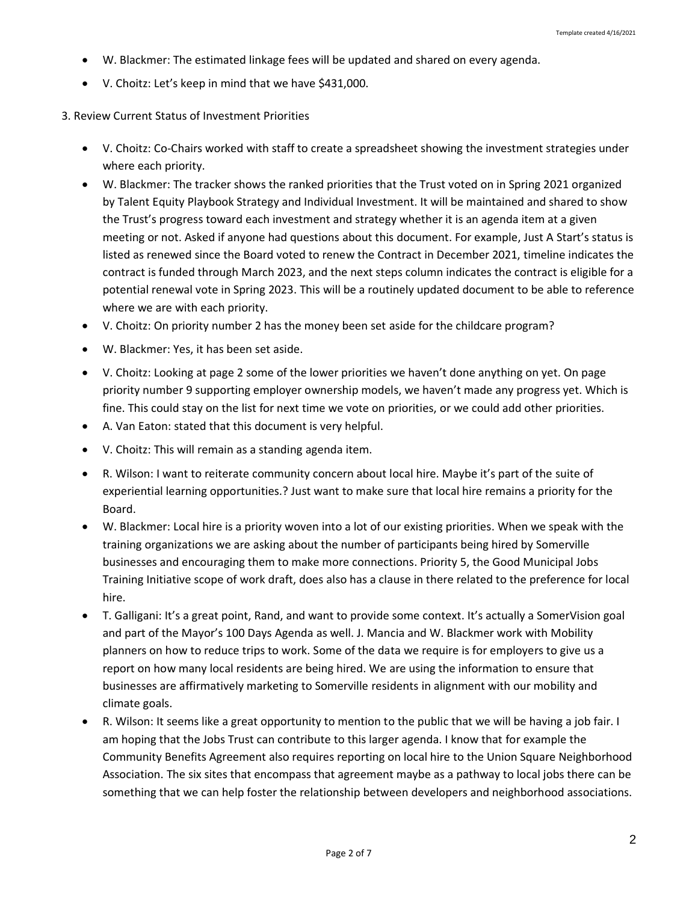- W. Blackmer: The estimated linkage fees will be updated and shared on every agenda.
- V. Choitz: Let's keep in mind that we have $431,000.

3. Review Current Status of Investment Priorities

- V. Choitz: Co-Chairs worked with staff to create a spreadsheet showing the investment strategies under where each priority.
- W. Blackmer: The tracker shows the ranked priorities that the Trust voted on in Spring 2021 organized by Talent Equity Playbook Strategy and Individual Investment. It will be maintained and shared to show the Trust's progress toward each investment and strategy whether it is an agenda item at a given meeting or not. Asked if anyone had questions about this document. For example, Just A Start's status is listed as renewed since the Board voted to renew the Contract in December 2021, timeline indicates the contract is funded through March 2023, and the next steps column indicates the contract is eligible for a potential renewal vote in Spring 2023. This will be a routinely updated document to be able to reference where we are with each priority.
- V. Choitz: On priority number 2 has the money been set aside for the childcare program?
- W. Blackmer: Yes, it has been set aside.
- V. Choitz: Looking at page 2 some of the lower priorities we haven't done anything on yet. On page priority number 9 supporting employer ownership models, we haven't made any progress yet. Which is fine. This could stay on the list for next time we vote on priorities, or we could add other priorities.
- A. Van Eaton: stated that this document is very helpful.
- V. Choitz: This will remain as a standing agenda item.
- R. Wilson: I want to reiterate community concern about local hire. Maybe it's part of the suite of experiential learning opportunities.? Just want to make sure that local hire remains a priority for the Board.
- W. Blackmer: Local hire is a priority woven into a lot of our existing priorities. When we speak with the training organizations we are asking about the number of participants being hired by Somerville businesses and encouraging them to make more connections. Priority 5, the Good Municipal Jobs Training Initiative scope of work draft, does also has a clause in there related to the preference for local hire.
- T. Galligani: It's a great point, Rand, and want to provide some context. It's actually a SomerVision goal and part of the Mayor's 100 Days Agenda as well. J. Mancia and W. Blackmer work with Mobility planners on how to reduce trips to work. Some of the data we require is for employers to give us a report on how many local residents are being hired. We are using the information to ensure that businesses are affirmatively marketing to Somerville residents in alignment with our mobility and climate goals.
- R. Wilson: It seems like a great opportunity to mention to the public that we will be having a job fair. I am hoping that the Jobs Trust can contribute to this larger agenda. I know that for example the Community Benefits Agreement also requires reporting on local hire to the Union Square Neighborhood Association. The six sites that encompass that agreement maybe as a pathway to local jobs there can be something that we can help foster the relationship between developers and neighborhood associations.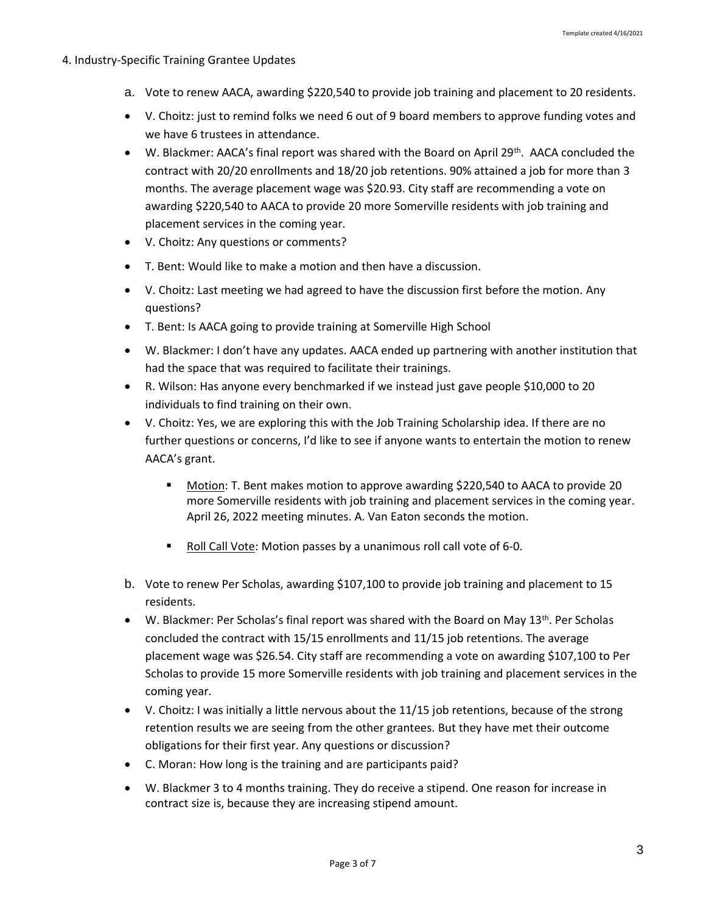4. Industry-Specific Training Grantee Updates

a. Vote to renew AACA, awarding $220,540 to provide job training and placement to 20 residents.

- V. Choitz: just to remind folks we need 6 out of 9 board members to approve funding votes and we have 6 trustees in attendance.
- W. Blackmer: AACA's final report was shared with the Board on April 29th. AACA concluded the contract with 20/20 enrollments and 18/20 job retentions. 90% attained a job for more than 3 months. The average placement wage was $20.93. City staff are recommending a vote on awarding $220,540 to AACA to provide 20 more Somerville residents with job training and placement services in the coming year.
- V. Choitz: Any questions or comments?
- T. Bent: Would like to make a motion and then have a discussion.
- V. Choitz: Last meeting we had agreed to have the discussion first before the motion. Any questions?
- T. Bent: Is AACA going to provide training at Somerville High School
- W. Blackmer: I don't have any updates. AACA ended up partnering with another institution that had the space that was required to facilitate their trainings.
- R. Wilson: Has anyone every benchmarked if we instead just gave people $10,000 to 20 individuals to find training on their own.
- V. Choitz: Yes, we are exploring this with the Job Training Scholarship idea. If there are no further questions or concerns, I'd like to see if anyone wants to entertain the motion to renew AACA's grant.
  - Motion: T. Bent makes motion to approve awarding $220,540 to AACA to provide 20 more Somerville residents with job training and placement services in the coming year. April 26, 2022 meeting minutes. A. Van Eaton seconds the motion.
  - Roll Call Vote: Motion passes by a unanimous roll call vote of 6-0.

b. Vote to renew Per Scholas, awarding $107,100 to provide job training and placement to 15 residents.

- W. Blackmer: Per Scholas's final report was shared with the Board on May 13th. Per Scholas concluded the contract with 15/15 enrollments and 11/15 job retentions. The average placement wage was $26.54. City staff are recommending a vote on awarding $107,100 to Per Scholas to provide 15 more Somerville residents with job training and placement services in the coming year.
- V. Choitz: I was initially a little nervous about the 11/15 job retentions, because of the strong retention results we are seeing from the other grantees. But they have met their outcome obligations for their first year. Any questions or discussion?
- C. Moran: How long is the training and are participants paid?
- W. Blackmer 3 to 4 months training. They do receive a stipend. One reason for increase in contract size is, because they are increasing stipend amount.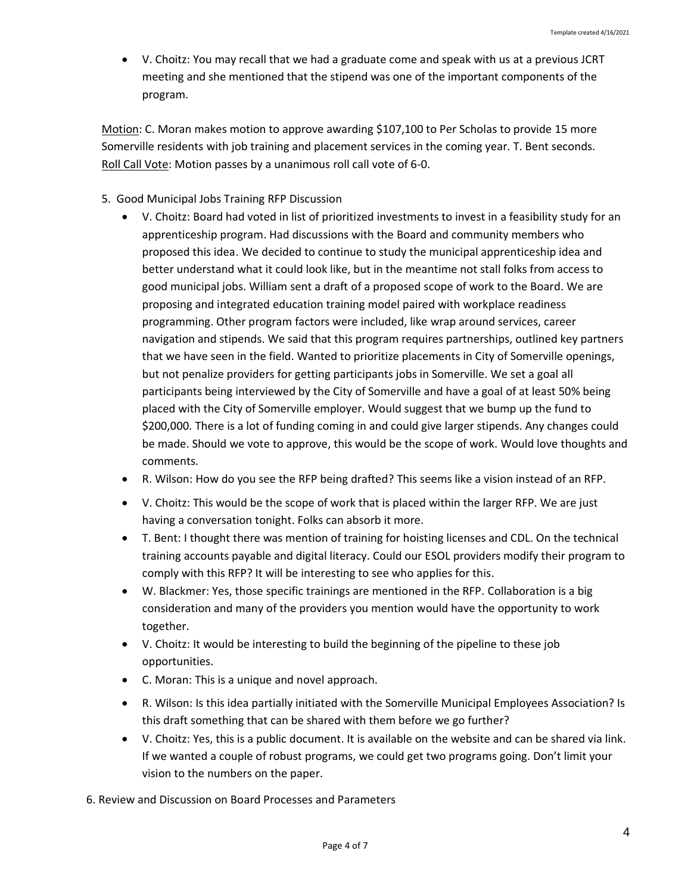- V. Choitz: You may recall that we had a graduate come and speak with us at a previous JCRT meeting and she mentioned that the stipend was one of the important components of the program.

Motion: C. Moran makes motion to approve awarding $107,100 to Per Scholas to provide 15 more Somerville residents with job training and placement services in the coming year. T. Bent seconds.
Roll Call Vote: Motion passes by a unanimous roll call vote of 6-0.

5. Good Municipal Jobs Training RFP Discussion
   - V. Choitz: Board had voted in list of prioritized investments to invest in a feasibility study for an apprenticeship program. Had discussions with the Board and community members who proposed this idea. We decided to continue to study the municipal apprenticeship idea and better understand what it could look like, but in the meantime not stall folks from access to good municipal jobs. William sent a draft of a proposed scope of work to the Board. We are proposing and integrated education training model paired with workplace readiness programming. Other program factors were included, like wrap around services, career navigation and stipends. We said that this program requires partnerships, outlined key partners that we have seen in the field. Wanted to prioritize placements in City of Somerville openings, but not penalize providers for getting participants jobs in Somerville. We set a goal all participants being interviewed by the City of Somerville and have a goal of at least 50% being placed with the City of Somerville employer. Would suggest that we bump up the fund to $200,000. There is a lot of funding coming in and could give larger stipends. Any changes could be made. Should we vote to approve, this would be the scope of work. Would love thoughts and comments.
   - R. Wilson: How do you see the RFP being drafted? This seems like a vision instead of an RFP.
   - V. Choitz: This would be the scope of work that is placed within the larger RFP. We are just having a conversation tonight. Folks can absorb it more.
   - T. Bent: I thought there was mention of training for hoisting licenses and CDL. On the technical training accounts payable and digital literacy. Could our ESOL providers modify their program to comply with this RFP? It will be interesting to see who applies for this.
   - W. Blackmer: Yes, those specific trainings are mentioned in the RFP. Collaboration is a big consideration and many of the providers you mention would have the opportunity to work together.
   - V. Choitz: It would be interesting to build the beginning of the pipeline to these job opportunities.
   - C. Moran: This is a unique and novel approach.
   - R. Wilson: Is this idea partially initiated with the Somerville Municipal Employees Association? Is this draft something that can be shared with them before we go further?
   - V. Choitz: Yes, this is a public document. It is available on the website and can be shared via link. If we wanted a couple of robust programs, we could get two programs going. Don't limit your vision to the numbers on the paper.

6. Review and Discussion on Board Processes and Parameters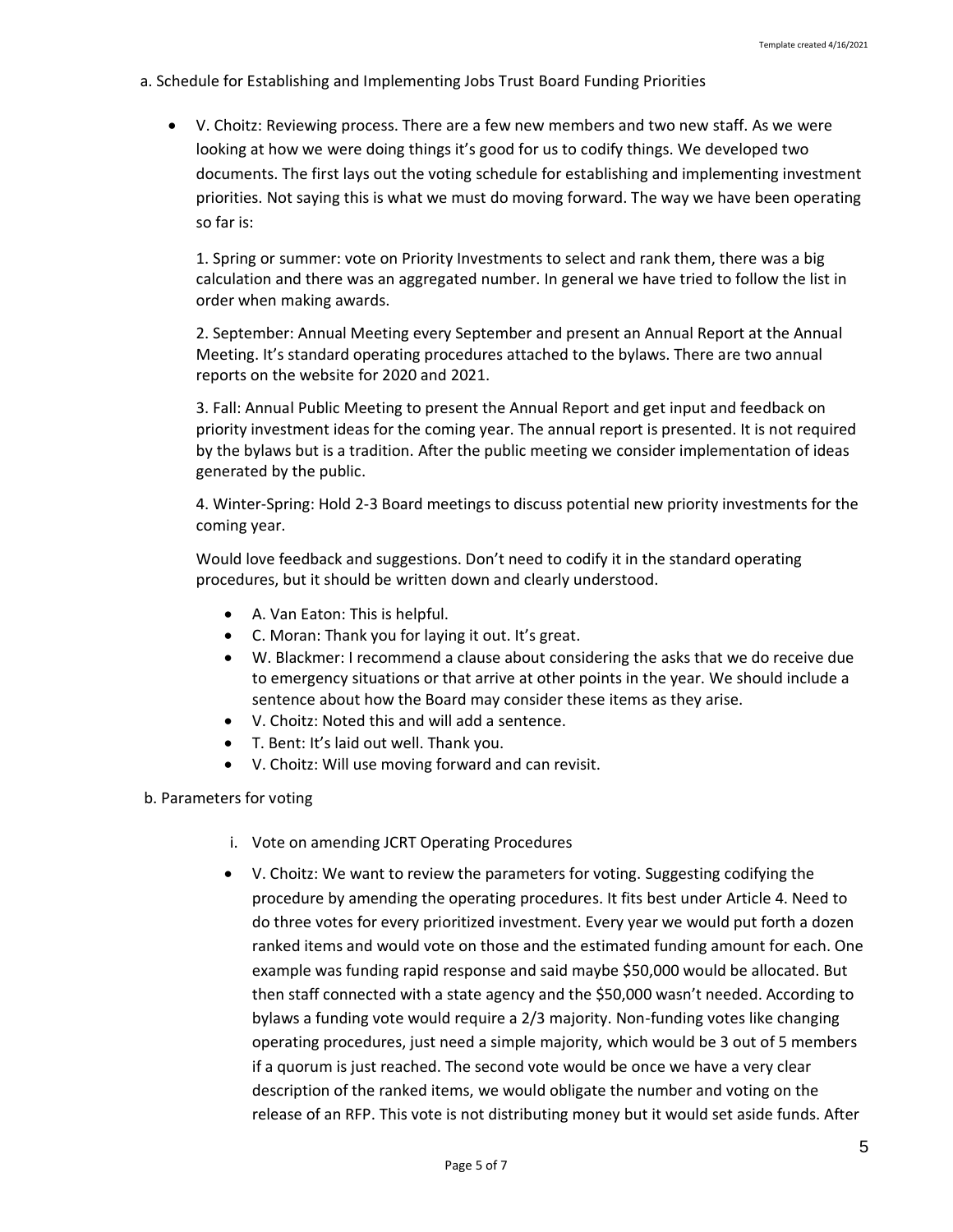a. Schedule for Establishing and Implementing Jobs Trust Board Funding Priorities

- V. Choitz: Reviewing process. There are a few new members and two new staff. As we were looking at how we were doing things it's good for us to codify things. We developed two documents. The first lays out the voting schedule for establishing and implementing investment priorities. Not saying this is what we must do moving forward. The way we have been operating so far is:

  1. Spring or summer: vote on Priority Investments to select and rank them, there was a big calculation and there was an aggregated number. In general we have tried to follow the list in order when making awards.

  2. September: Annual Meeting every September and present an Annual Report at the Annual Meeting. It's standard operating procedures attached to the bylaws. There are two annual reports on the website for 2020 and 2021.

  3. Fall: Annual Public Meeting to present the Annual Report and get input and feedback on priority investment ideas for the coming year. The annual report is presented. It is not required by the bylaws but is a tradition. After the public meeting we consider implementation of ideas generated by the public.

  4. Winter-Spring: Hold 2-3 Board meetings to discuss potential new priority investments for the coming year.

  Would love feedback and suggestions. Don't need to codify it in the standard operating procedures, but it should be written down and clearly understood.

  - A. Van Eaton: This is helpful.
  - C. Moran: Thank you for laying it out. It's great.
  - W. Blackmer: I recommend a clause about considering the asks that we do receive due to emergency situations or that arrive at other points in the year. We should include a sentence about how the Board may consider these items as they arise.
  - V. Choitz: Noted this and will add a sentence.
  - T. Bent: It's laid out well. Thank you.
  - V. Choitz: Will use moving forward and can revisit.

b. Parameters for voting

i. Vote on amending JCRT Operating Procedures

- V. Choitz: We want to review the parameters for voting. Suggesting codifying the procedure by amending the operating procedures. It fits best under Article 4. Need to do three votes for every prioritized investment. Every year we would put forth a dozen ranked items and would vote on those and the estimated funding amount for each. One example was funding rapid response and said maybe $50,000 would be allocated. But then staff connected with a state agency and the $50,000 wasn't needed. According to bylaws a funding vote would require a 2/3 majority. Non-funding votes like changing operating procedures, just need a simple majority, which would be 3 out of 5 members if a quorum is just reached. The second vote would be once we have a very clear description of the ranked items, we would obligate the number and voting on the release of an RFP. This vote is not distributing money but it would set aside funds. After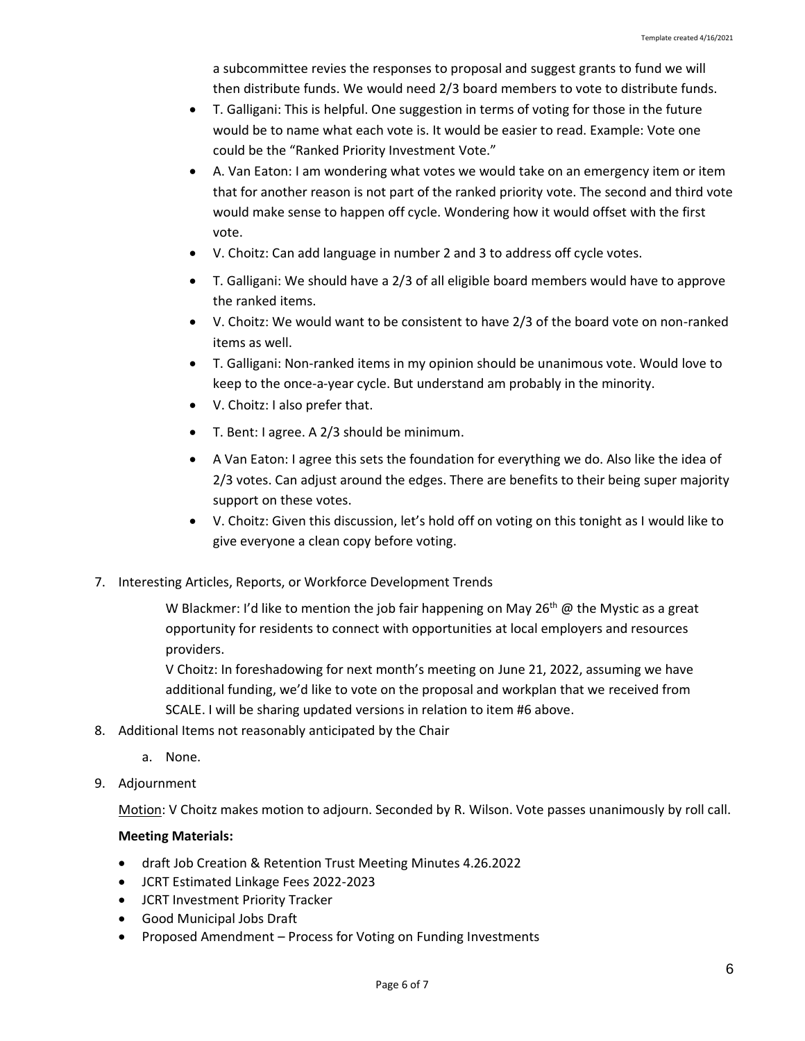a subcommittee revies the responses to proposal and suggest grants to fund we will then distribute funds. We would need 2/3 board members to vote to distribute funds.

- T. Galligani: This is helpful. One suggestion in terms of voting for those in the future would be to name what each vote is. It would be easier to read. Example: Vote one could be the "Ranked Priority Investment Vote."
- A. Van Eaton: I am wondering what votes we would take on an emergency item or item that for another reason is not part of the ranked priority vote. The second and third vote would make sense to happen off cycle. Wondering how it would offset with the first vote.
- V. Choitz: Can add language in number 2 and 3 to address off cycle votes.
- T. Galligani: We should have a 2/3 of all eligible board members would have to approve the ranked items.
- V. Choitz: We would want to be consistent to have 2/3 of the board vote on non-ranked items as well.
- T. Galligani: Non-ranked items in my opinion should be unanimous vote. Would love to keep to the once-a-year cycle. But understand am probably in the minority.
- V. Choitz: I also prefer that.
- T. Bent: I agree. A 2/3 should be minimum.
- A Van Eaton: I agree this sets the foundation for everything we do. Also like the idea of 2/3 votes. Can adjust around the edges. There are benefits to their being super majority support on these votes.
- V. Choitz: Given this discussion, let's hold off on voting on this tonight as I would like to give everyone a clean copy before voting.

7. Interesting Articles, Reports, or Workforce Development Trends

   W Blackmer: I'd like to mention the job fair happening on May 26th @ the Mystic as a great opportunity for residents to connect with opportunities at local employers and resources providers.

   V Choitz: In foreshadowing for next month's meeting on June 21, 2022, assuming we have additional funding, we'd like to vote on the proposal and workplan that we received from SCALE. I will be sharing updated versions in relation to item #6 above.

8. Additional Items not reasonably anticipated by the Chair
   a. None.
9. Adjournment

   Motion: V Choitz makes motion to adjourn. Seconded by R. Wilson. Vote passes unanimously by roll call.

**Meeting Materials:**

- draft Job Creation & Retention Trust Meeting Minutes 4.26.2022
- JCRT Estimated Linkage Fees 2022-2023
- JCRT Investment Priority Tracker
- Good Municipal Jobs Draft
- Proposed Amendment – Process for Voting on Funding Investments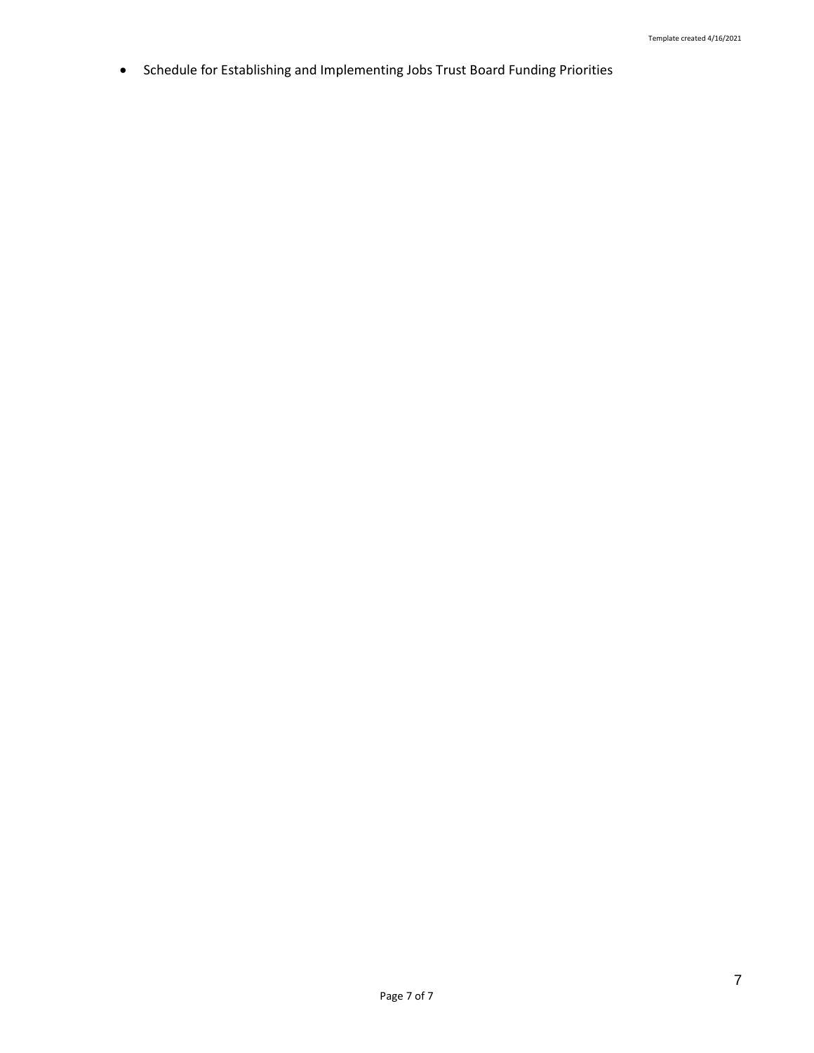- Schedule for Establishing and Implementing Jobs Trust Board Funding Priorities